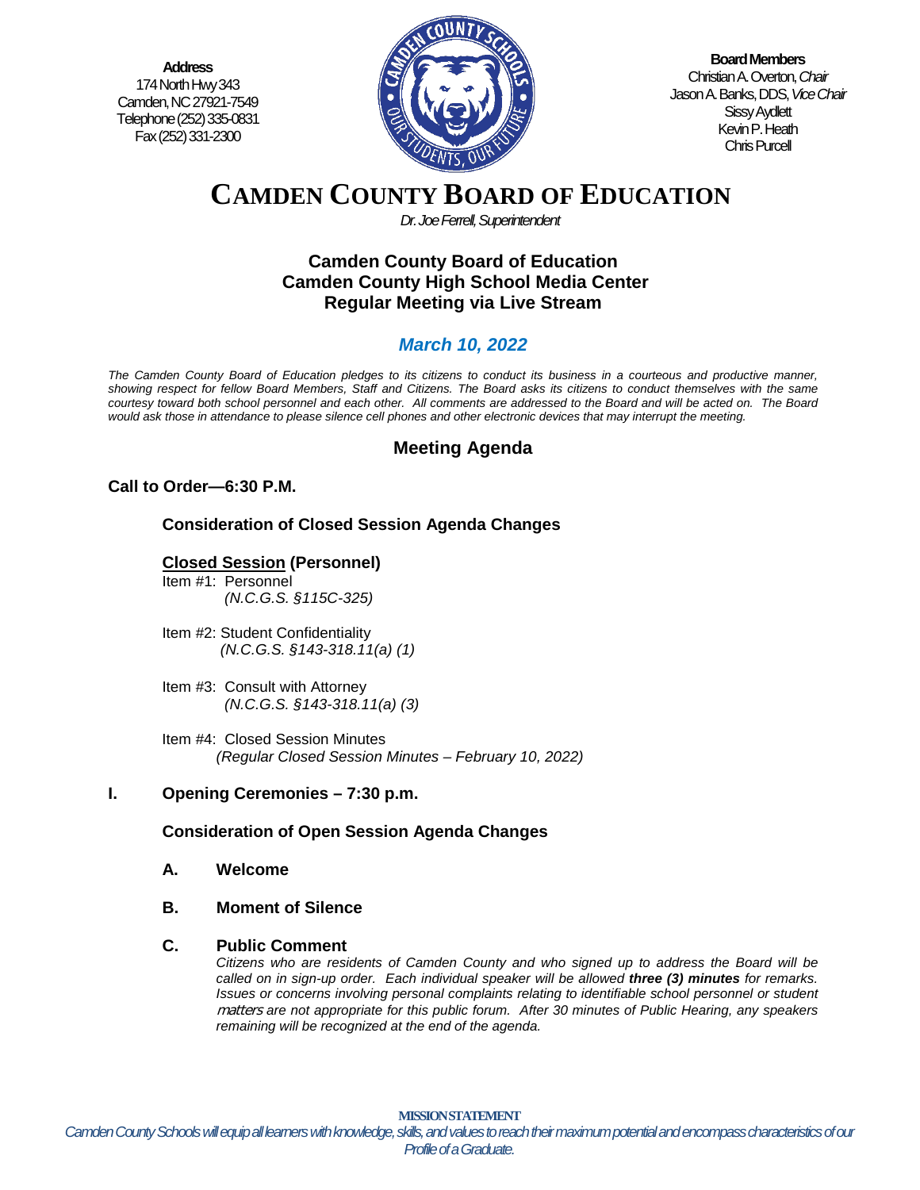**Address**
174 North Hwy 343
Camden, NC 27921-7549
Telephone (252) 335-0831
Fax (252) 331-2300

**Board Members**
Christian A. Overton, *Chair*
Jason A. Banks, DDS, *Vice Chair*
Sissy Aydlett
Kevin P. Heath
Chris Purcell

# CAMDEN COUNTY BOARD OF EDUCATION

*Dr. Joe Ferrell, Superintendent*

## Camden County Board of Education
## Camden County High School Media Center
## Regular Meeting via Live Stream

### *March 10, 2022*

*The Camden County Board of Education pledges to its citizens to conduct its business in a courteous and productive manner, showing respect for fellow Board Members, Staff and Citizens. The Board asks its citizens to conduct themselves with the same courtesy toward both school personnel and each other. All comments are addressed to the Board and will be acted on. The Board would ask those in attendance to please silence cell phones and other electronic devices that may interrupt the meeting.*

## Meeting Agenda

**Call to Order—6:30 P.M.**

**Consideration of Closed Session Agenda Changes**

**Closed Session (Personnel)**

Item #1: Personnel
*(N.C.G.S. §115C-325)*

Item #2: Student Confidentiality
*(N.C.G.S. §143-318.11(a) (1)*

Item #3: Consult with Attorney
*(N.C.G.S. §143-318.11(a) (3)*

Item #4: Closed Session Minutes
*(Regular Closed Session Minutes – February 10, 2022)*

**I. Opening Ceremonies – 7:30 p.m.**

**Consideration of Open Session Agenda Changes**

**A. Welcome**

**B. Moment of Silence**

**C. Public Comment**

*Citizens who are residents of Camden County and who signed up to address the Board will be called on in sign-up order. Each individual speaker will be allowed* ***three (3) minutes*** *for remarks. Issues or concerns involving personal complaints relating to identifiable school personnel or student matters are not appropriate for this public forum. After 30 minutes of Public Hearing, any speakers remaining will be recognized at the end of the agenda.*

**MISSION STATEMENT**

*Camden County Schools will equip all learners with knowledge, skills, and values to reach their maximum potential and encompass characteristics of our Profile of a Graduate.*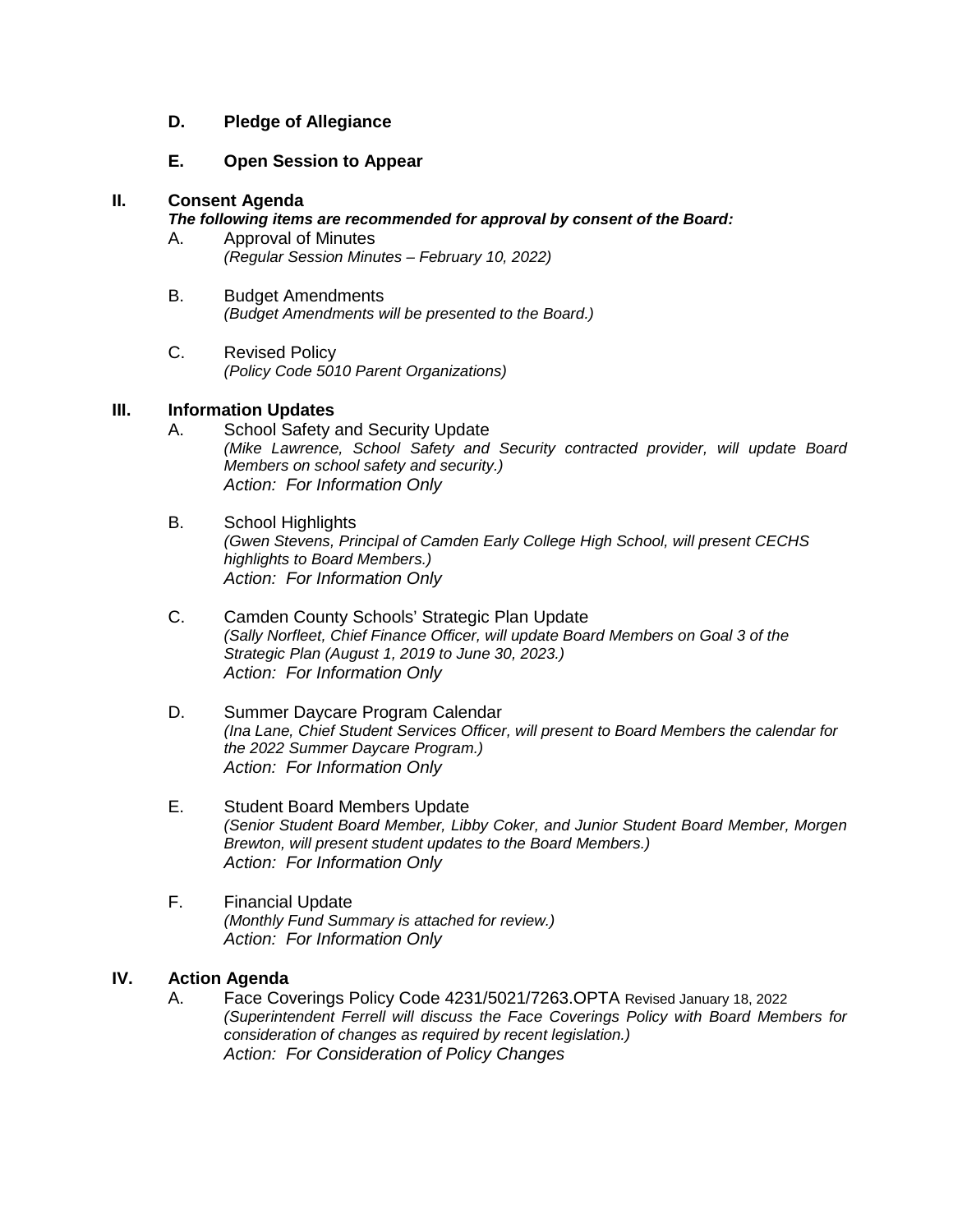**D. Pledge of Allegiance**

**E. Open Session to Appear**

## II. Consent Agenda

***The following items are recommended for approval by consent of the Board:***

A. Approval of Minutes
*(Regular Session Minutes – February 10, 2022)*

B. Budget Amendments
*(Budget Amendments will be presented to the Board.)*

C. Revised Policy
*(Policy Code 5010 Parent Organizations)*

## III. Information Updates

A. School Safety and Security Update
*(Mike Lawrence, School Safety and Security contracted provider, will update Board Members on school safety and security.)*
*Action: For Information Only*

B. School Highlights
*(Gwen Stevens, Principal of Camden Early College High School, will present CECHS highlights to Board Members.)*
*Action: For Information Only*

C. Camden County Schools' Strategic Plan Update
*(Sally Norfleet, Chief Finance Officer, will update Board Members on Goal 3 of the Strategic Plan (August 1, 2019 to June 30, 2023.)*
*Action: For Information Only*

D. Summer Daycare Program Calendar
*(Ina Lane, Chief Student Services Officer, will present to Board Members the calendar for the 2022 Summer Daycare Program.)*
*Action: For Information Only*

E. Student Board Members Update
*(Senior Student Board Member, Libby Coker, and Junior Student Board Member, Morgen Brewton, will present student updates to the Board Members.)*
*Action: For Information Only*

F. Financial Update
*(Monthly Fund Summary is attached for review.)*
*Action: For Information Only*

## IV. Action Agenda

A. Face Coverings Policy Code 4231/5021/7263.OPTA Revised January 18, 2022
*(Superintendent Ferrell will discuss the Face Coverings Policy with Board Members for consideration of changes as required by recent legislation.)*
*Action: For Consideration of Policy Changes*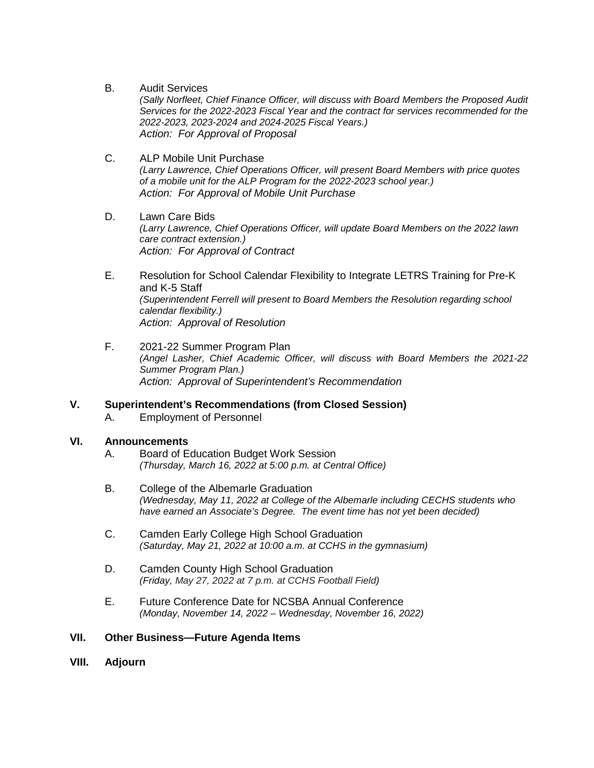B. Audit Services
*(Sally Norfleet, Chief Finance Officer, will discuss with Board Members the Proposed Audit Services for the 2022-2023 Fiscal Year and the contract for services recommended for the 2022-2023, 2023-2024 and 2024-2025 Fiscal Years.)*
*Action: For Approval of Proposal*

C. ALP Mobile Unit Purchase
*(Larry Lawrence, Chief Operations Officer, will present Board Members with price quotes of a mobile unit for the ALP Program for the 2022-2023 school year.)*
*Action: For Approval of Mobile Unit Purchase*

D. Lawn Care Bids
*(Larry Lawrence, Chief Operations Officer, will update Board Members on the 2022 lawn care contract extension.)*
*Action: For Approval of Contract*

E. Resolution for School Calendar Flexibility to Integrate LETRS Training for Pre-K and K-5 Staff
*(Superintendent Ferrell will present to Board Members the Resolution regarding school calendar flexibility.)*
*Action: Approval of Resolution*

F. 2021-22 Summer Program Plan
*(Angel Lasher, Chief Academic Officer, will discuss with Board Members the 2021-22 Summer Program Plan.)*
*Action: Approval of Superintendent's Recommendation*

**V. Superintendent's Recommendations (from Closed Session)**

A. Employment of Personnel

**VI. Announcements**

A. Board of Education Budget Work Session
*(Thursday, March 16, 2022 at 5:00 p.m. at Central Office)*

B. College of the Albemarle Graduation
*(Wednesday, May 11, 2022 at College of the Albemarle including CECHS students who have earned an Associate's Degree. The event time has not yet been decided)*

C. Camden Early College High School Graduation
*(Saturday, May 21, 2022 at 10:00 a.m. at CCHS in the gymnasium)*

D. Camden County High School Graduation
*(Friday, May 27, 2022 at 7 p.m. at CCHS Football Field)*

E. Future Conference Date for NCSBA Annual Conference
*(Monday, November 14, 2022 – Wednesday, November 16, 2022)*

**VII. Other Business—Future Agenda Items**

**VIII. Adjourn**